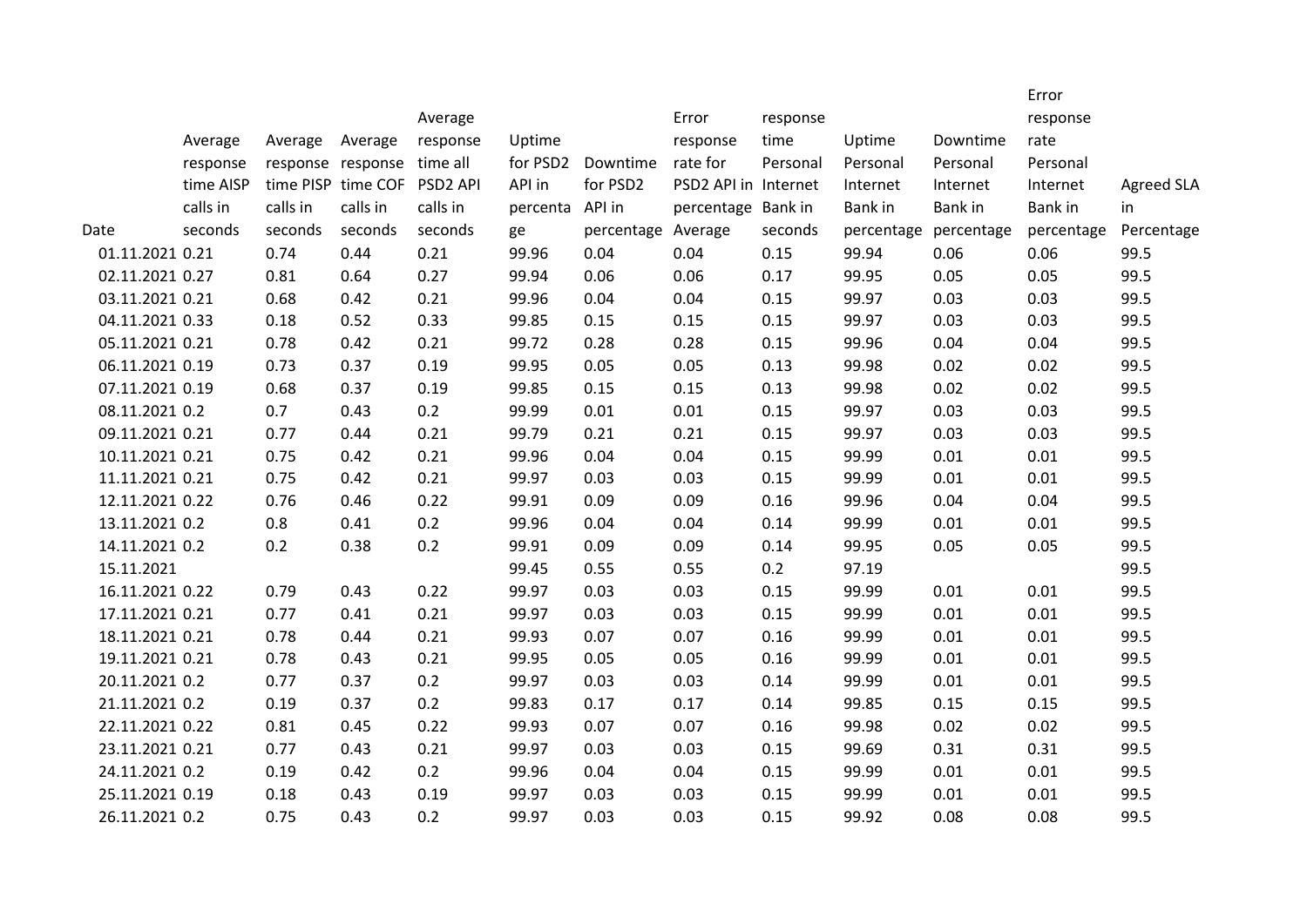| Date | Average response time AISP calls in seconds | Average response time PISP calls in seconds | Average response time COF calls in seconds | Average response time all PSD2 API calls in seconds | Uptime for PSD2 API in percentage | Downtime for PSD2 API in percentage | Error response rate for PSD2 API in percentage Average | response time Personal Internet Bank in seconds | Uptime Personal Internet Bank in percentage | Downtime Personal Internet Bank in percentage | Error response rate Personal Internet Bank in percentage | Agreed SLA in Percentage |
|---|---|---|---|---|---|---|---|---|---|---|---|---|
| 01.11.2021 | 0.21 | 0.74 | 0.44 | 0.21 | 99.96 | 0.04 | 0.04 | 0.15 | 99.94 | 0.06 | 0.06 | 99.5 |
| 02.11.2021 | 0.27 | 0.81 | 0.64 | 0.27 | 99.94 | 0.06 | 0.06 | 0.17 | 99.95 | 0.05 | 0.05 | 99.5 |
| 03.11.2021 | 0.21 | 0.68 | 0.42 | 0.21 | 99.96 | 0.04 | 0.04 | 0.15 | 99.97 | 0.03 | 0.03 | 99.5 |
| 04.11.2021 | 0.33 | 0.18 | 0.52 | 0.33 | 99.85 | 0.15 | 0.15 | 0.15 | 99.97 | 0.03 | 0.03 | 99.5 |
| 05.11.2021 | 0.21 | 0.78 | 0.42 | 0.21 | 99.72 | 0.28 | 0.28 | 0.15 | 99.96 | 0.04 | 0.04 | 99.5 |
| 06.11.2021 | 0.19 | 0.73 | 0.37 | 0.19 | 99.95 | 0.05 | 0.05 | 0.13 | 99.98 | 0.02 | 0.02 | 99.5 |
| 07.11.2021 | 0.19 | 0.68 | 0.37 | 0.19 | 99.85 | 0.15 | 0.15 | 0.13 | 99.98 | 0.02 | 0.02 | 99.5 |
| 08.11.2021 | 0.2 | 0.7 | 0.43 | 0.2 | 99.99 | 0.01 | 0.01 | 0.15 | 99.97 | 0.03 | 0.03 | 99.5 |
| 09.11.2021 | 0.21 | 0.77 | 0.44 | 0.21 | 99.79 | 0.21 | 0.21 | 0.15 | 99.97 | 0.03 | 0.03 | 99.5 |
| 10.11.2021 | 0.21 | 0.75 | 0.42 | 0.21 | 99.96 | 0.04 | 0.04 | 0.15 | 99.99 | 0.01 | 0.01 | 99.5 |
| 11.11.2021 | 0.21 | 0.75 | 0.42 | 0.21 | 99.97 | 0.03 | 0.03 | 0.15 | 99.99 | 0.01 | 0.01 | 99.5 |
| 12.11.2021 | 0.22 | 0.76 | 0.46 | 0.22 | 99.91 | 0.09 | 0.09 | 0.16 | 99.96 | 0.04 | 0.04 | 99.5 |
| 13.11.2021 | 0.2 | 0.8 | 0.41 | 0.2 | 99.96 | 0.04 | 0.04 | 0.14 | 99.99 | 0.01 | 0.01 | 99.5 |
| 14.11.2021 | 0.2 | 0.2 | 0.38 | 0.2 | 99.91 | 0.09 | 0.09 | 0.14 | 99.95 | 0.05 | 0.05 | 99.5 |
| 15.11.2021 | | | | | 99.45 | 0.55 | 0.55 | 0.2 | 97.19 | | | 99.5 |
| 16.11.2021 | 0.22 | 0.79 | 0.43 | 0.22 | 99.97 | 0.03 | 0.03 | 0.15 | 99.99 | 0.01 | 0.01 | 99.5 |
| 17.11.2021 | 0.21 | 0.77 | 0.41 | 0.21 | 99.97 | 0.03 | 0.03 | 0.15 | 99.99 | 0.01 | 0.01 | 99.5 |
| 18.11.2021 | 0.21 | 0.78 | 0.44 | 0.21 | 99.93 | 0.07 | 0.07 | 0.16 | 99.99 | 0.01 | 0.01 | 99.5 |
| 19.11.2021 | 0.21 | 0.78 | 0.43 | 0.21 | 99.95 | 0.05 | 0.05 | 0.16 | 99.99 | 0.01 | 0.01 | 99.5 |
| 20.11.2021 | 0.2 | 0.77 | 0.37 | 0.2 | 99.97 | 0.03 | 0.03 | 0.14 | 99.99 | 0.01 | 0.01 | 99.5 |
| 21.11.2021 | 0.2 | 0.19 | 0.37 | 0.2 | 99.83 | 0.17 | 0.17 | 0.14 | 99.85 | 0.15 | 0.15 | 99.5 |
| 22.11.2021 | 0.22 | 0.81 | 0.45 | 0.22 | 99.93 | 0.07 | 0.07 | 0.16 | 99.98 | 0.02 | 0.02 | 99.5 |
| 23.11.2021 | 0.21 | 0.77 | 0.43 | 0.21 | 99.97 | 0.03 | 0.03 | 0.15 | 99.69 | 0.31 | 0.31 | 99.5 |
| 24.11.2021 | 0.2 | 0.19 | 0.42 | 0.2 | 99.96 | 0.04 | 0.04 | 0.15 | 99.99 | 0.01 | 0.01 | 99.5 |
| 25.11.2021 | 0.19 | 0.18 | 0.43 | 0.19 | 99.97 | 0.03 | 0.03 | 0.15 | 99.99 | 0.01 | 0.01 | 99.5 |
| 26.11.2021 | 0.2 | 0.75 | 0.43 | 0.2 | 99.97 | 0.03 | 0.03 | 0.15 | 99.92 | 0.08 | 0.08 | 99.5 |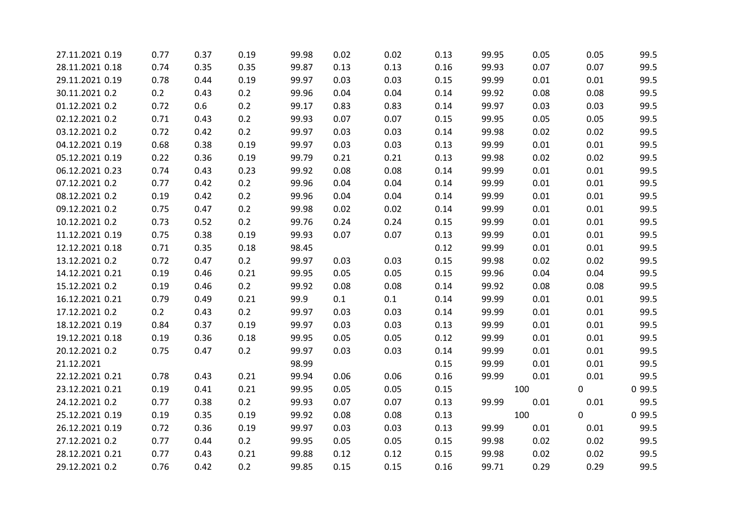| | | | | | | | | | | | | |
|---|---|---|---|---|---|---|---|---|---|---|---|---|
| 27.11.2021 | 0.19 | 0.77 | 0.37 | 0.19 | 99.98 | 0.02 | 0.02 | 0.13 | 99.95 | 0.05 | 0.05 | 99.5 |
| 28.11.2021 | 0.18 | 0.74 | 0.35 | 0.35 | 99.87 | 0.13 | 0.13 | 0.16 | 99.93 | 0.07 | 0.07 | 99.5 |
| 29.11.2021 | 0.19 | 0.78 | 0.44 | 0.19 | 99.97 | 0.03 | 0.03 | 0.15 | 99.99 | 0.01 | 0.01 | 99.5 |
| 30.11.2021 | 0.2 | 0.2 | 0.43 | 0.2 | 99.96 | 0.04 | 0.04 | 0.14 | 99.92 | 0.08 | 0.08 | 99.5 |
| 01.12.2021 | 0.2 | 0.72 | 0.6 | 0.2 | 99.17 | 0.83 | 0.83 | 0.14 | 99.97 | 0.03 | 0.03 | 99.5 |
| 02.12.2021 | 0.2 | 0.71 | 0.43 | 0.2 | 99.93 | 0.07 | 0.07 | 0.15 | 99.95 | 0.05 | 0.05 | 99.5 |
| 03.12.2021 | 0.2 | 0.72 | 0.42 | 0.2 | 99.97 | 0.03 | 0.03 | 0.14 | 99.98 | 0.02 | 0.02 | 99.5 |
| 04.12.2021 | 0.19 | 0.68 | 0.38 | 0.19 | 99.97 | 0.03 | 0.03 | 0.13 | 99.99 | 0.01 | 0.01 | 99.5 |
| 05.12.2021 | 0.19 | 0.22 | 0.36 | 0.19 | 99.79 | 0.21 | 0.21 | 0.13 | 99.98 | 0.02 | 0.02 | 99.5 |
| 06.12.2021 | 0.23 | 0.74 | 0.43 | 0.23 | 99.92 | 0.08 | 0.08 | 0.14 | 99.99 | 0.01 | 0.01 | 99.5 |
| 07.12.2021 | 0.2 | 0.77 | 0.42 | 0.2 | 99.96 | 0.04 | 0.04 | 0.14 | 99.99 | 0.01 | 0.01 | 99.5 |
| 08.12.2021 | 0.2 | 0.19 | 0.42 | 0.2 | 99.96 | 0.04 | 0.04 | 0.14 | 99.99 | 0.01 | 0.01 | 99.5 |
| 09.12.2021 | 0.2 | 0.75 | 0.47 | 0.2 | 99.98 | 0.02 | 0.02 | 0.14 | 99.99 | 0.01 | 0.01 | 99.5 |
| 10.12.2021 | 0.2 | 0.73 | 0.52 | 0.2 | 99.76 | 0.24 | 0.24 | 0.15 | 99.99 | 0.01 | 0.01 | 99.5 |
| 11.12.2021 | 0.19 | 0.75 | 0.38 | 0.19 | 99.93 | 0.07 | 0.07 | 0.13 | 99.99 | 0.01 | 0.01 | 99.5 |
| 12.12.2021 | 0.18 | 0.71 | 0.35 | 0.18 | 98.45 | | | 0.12 | 99.99 | 0.01 | 0.01 | 99.5 |
| 13.12.2021 | 0.2 | 0.72 | 0.47 | 0.2 | 99.97 | 0.03 | 0.03 | 0.15 | 99.98 | 0.02 | 0.02 | 99.5 |
| 14.12.2021 | 0.21 | 0.19 | 0.46 | 0.21 | 99.95 | 0.05 | 0.05 | 0.15 | 99.96 | 0.04 | 0.04 | 99.5 |
| 15.12.2021 | 0.2 | 0.19 | 0.46 | 0.2 | 99.92 | 0.08 | 0.08 | 0.14 | 99.92 | 0.08 | 0.08 | 99.5 |
| 16.12.2021 | 0.21 | 0.79 | 0.49 | 0.21 | 99.9 | 0.1 | 0.1 | 0.14 | 99.99 | 0.01 | 0.01 | 99.5 |
| 17.12.2021 | 0.2 | 0.2 | 0.43 | 0.2 | 99.97 | 0.03 | 0.03 | 0.14 | 99.99 | 0.01 | 0.01 | 99.5 |
| 18.12.2021 | 0.19 | 0.84 | 0.37 | 0.19 | 99.97 | 0.03 | 0.03 | 0.13 | 99.99 | 0.01 | 0.01 | 99.5 |
| 19.12.2021 | 0.18 | 0.19 | 0.36 | 0.18 | 99.95 | 0.05 | 0.05 | 0.12 | 99.99 | 0.01 | 0.01 | 99.5 |
| 20.12.2021 | 0.2 | 0.75 | 0.47 | 0.2 | 99.97 | 0.03 | 0.03 | 0.14 | 99.99 | 0.01 | 0.01 | 99.5 |
| 21.12.2021 | | | | | 98.99 | | | 0.15 | 99.99 | 0.01 | 0.01 | 99.5 |
| 22.12.2021 | 0.21 | 0.78 | 0.43 | 0.21 | 99.94 | 0.06 | 0.06 | 0.16 | 99.99 | 0.01 | 0.01 | 99.5 |
| 23.12.2021 | 0.21 | 0.19 | 0.41 | 0.21 | 99.95 | 0.05 | 0.05 | 0.15 | 100 | 0 | 0 | 99.5 |
| 24.12.2021 | 0.2 | 0.77 | 0.38 | 0.2 | 99.93 | 0.07 | 0.07 | 0.13 | 99.99 | 0.01 | 0.01 | 99.5 |
| 25.12.2021 | 0.19 | 0.19 | 0.35 | 0.19 | 99.92 | 0.08 | 0.08 | 0.13 | 100 | 0 | 0 | 99.5 |
| 26.12.2021 | 0.19 | 0.72 | 0.36 | 0.19 | 99.97 | 0.03 | 0.03 | 0.13 | 99.99 | 0.01 | 0.01 | 99.5 |
| 27.12.2021 | 0.2 | 0.77 | 0.44 | 0.2 | 99.95 | 0.05 | 0.05 | 0.15 | 99.98 | 0.02 | 0.02 | 99.5 |
| 28.12.2021 | 0.21 | 0.77 | 0.43 | 0.21 | 99.88 | 0.12 | 0.12 | 0.15 | 99.98 | 0.02 | 0.02 | 99.5 |
| 29.12.2021 | 0.2 | 0.76 | 0.42 | 0.2 | 99.85 | 0.15 | 0.15 | 0.16 | 99.71 | 0.29 | 0.29 | 99.5 |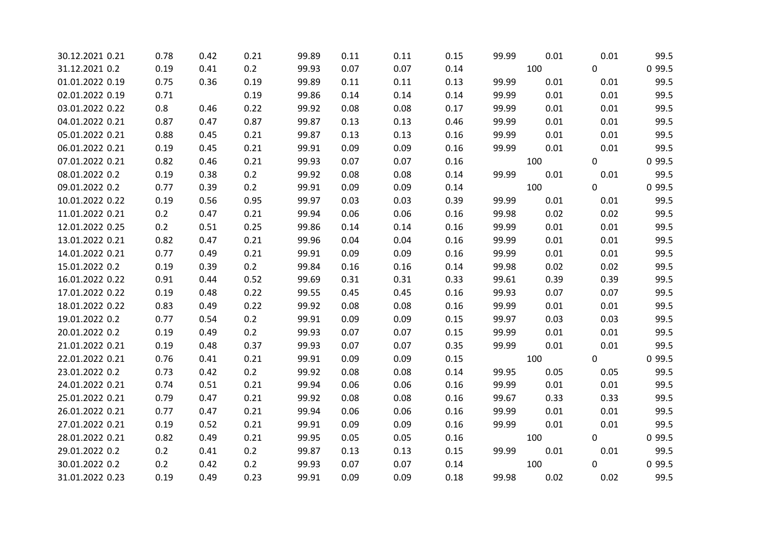| | | | | | | | | | | | | |
|---|---|---|---|---|---|---|---|---|---|---|---|---|
| 30.12.2021 | 0.21 | 0.78 | 0.42 | 0.21 | 99.89 | 0.11 | 0.11 | 0.15 | 99.99 | 0.01 | 0.01 | 99.5 |
| 31.12.2021 | 0.2 | 0.19 | 0.41 | 0.2 | 99.93 | 0.07 | 0.07 | 0.14 | 100 | 0 | 0 | 99.5 |
| 01.01.2022 | 0.19 | 0.75 | 0.36 | 0.19 | 99.89 | 0.11 | 0.11 | 0.13 | 99.99 | 0.01 | 0.01 | 99.5 |
| 02.01.2022 | 0.19 | 0.71 | | 0.19 | 99.86 | 0.14 | 0.14 | 0.14 | 99.99 | 0.01 | 0.01 | 99.5 |
| 03.01.2022 | 0.22 | 0.8 | 0.46 | 0.22 | 99.92 | 0.08 | 0.08 | 0.17 | 99.99 | 0.01 | 0.01 | 99.5 |
| 04.01.2022 | 0.21 | 0.87 | 0.47 | 0.87 | 99.87 | 0.13 | 0.13 | 0.46 | 99.99 | 0.01 | 0.01 | 99.5 |
| 05.01.2022 | 0.21 | 0.88 | 0.45 | 0.21 | 99.87 | 0.13 | 0.13 | 0.16 | 99.99 | 0.01 | 0.01 | 99.5 |
| 06.01.2022 | 0.21 | 0.19 | 0.45 | 0.21 | 99.91 | 0.09 | 0.09 | 0.16 | 99.99 | 0.01 | 0.01 | 99.5 |
| 07.01.2022 | 0.21 | 0.82 | 0.46 | 0.21 | 99.93 | 0.07 | 0.07 | 0.16 | 100 | 0 | 0 | 99.5 |
| 08.01.2022 | 0.2 | 0.19 | 0.38 | 0.2 | 99.92 | 0.08 | 0.08 | 0.14 | 99.99 | 0.01 | 0.01 | 99.5 |
| 09.01.2022 | 0.2 | 0.77 | 0.39 | 0.2 | 99.91 | 0.09 | 0.09 | 0.14 | 100 | 0 | 0 | 99.5 |
| 10.01.2022 | 0.22 | 0.19 | 0.56 | 0.95 | 99.97 | 0.03 | 0.03 | 0.39 | 99.99 | 0.01 | 0.01 | 99.5 |
| 11.01.2022 | 0.21 | 0.2 | 0.47 | 0.21 | 99.94 | 0.06 | 0.06 | 0.16 | 99.98 | 0.02 | 0.02 | 99.5 |
| 12.01.2022 | 0.25 | 0.2 | 0.51 | 0.25 | 99.86 | 0.14 | 0.14 | 0.16 | 99.99 | 0.01 | 0.01 | 99.5 |
| 13.01.2022 | 0.21 | 0.82 | 0.47 | 0.21 | 99.96 | 0.04 | 0.04 | 0.16 | 99.99 | 0.01 | 0.01 | 99.5 |
| 14.01.2022 | 0.21 | 0.77 | 0.49 | 0.21 | 99.91 | 0.09 | 0.09 | 0.16 | 99.99 | 0.01 | 0.01 | 99.5 |
| 15.01.2022 | 0.2 | 0.19 | 0.39 | 0.2 | 99.84 | 0.16 | 0.16 | 0.14 | 99.98 | 0.02 | 0.02 | 99.5 |
| 16.01.2022 | 0.22 | 0.91 | 0.44 | 0.52 | 99.69 | 0.31 | 0.31 | 0.33 | 99.61 | 0.39 | 0.39 | 99.5 |
| 17.01.2022 | 0.22 | 0.19 | 0.48 | 0.22 | 99.55 | 0.45 | 0.45 | 0.16 | 99.93 | 0.07 | 0.07 | 99.5 |
| 18.01.2022 | 0.22 | 0.83 | 0.49 | 0.22 | 99.92 | 0.08 | 0.08 | 0.16 | 99.99 | 0.01 | 0.01 | 99.5 |
| 19.01.2022 | 0.2 | 0.77 | 0.54 | 0.2 | 99.91 | 0.09 | 0.09 | 0.15 | 99.97 | 0.03 | 0.03 | 99.5 |
| 20.01.2022 | 0.2 | 0.19 | 0.49 | 0.2 | 99.93 | 0.07 | 0.07 | 0.15 | 99.99 | 0.01 | 0.01 | 99.5 |
| 21.01.2022 | 0.21 | 0.19 | 0.48 | 0.37 | 99.93 | 0.07 | 0.07 | 0.35 | 99.99 | 0.01 | 0.01 | 99.5 |
| 22.01.2022 | 0.21 | 0.76 | 0.41 | 0.21 | 99.91 | 0.09 | 0.09 | 0.15 | 100 | 0 | 0 | 99.5 |
| 23.01.2022 | 0.2 | 0.73 | 0.42 | 0.2 | 99.92 | 0.08 | 0.08 | 0.14 | 99.95 | 0.05 | 0.05 | 99.5 |
| 24.01.2022 | 0.21 | 0.74 | 0.51 | 0.21 | 99.94 | 0.06 | 0.06 | 0.16 | 99.99 | 0.01 | 0.01 | 99.5 |
| 25.01.2022 | 0.21 | 0.79 | 0.47 | 0.21 | 99.92 | 0.08 | 0.08 | 0.16 | 99.67 | 0.33 | 0.33 | 99.5 |
| 26.01.2022 | 0.21 | 0.77 | 0.47 | 0.21 | 99.94 | 0.06 | 0.06 | 0.16 | 99.99 | 0.01 | 0.01 | 99.5 |
| 27.01.2022 | 0.21 | 0.19 | 0.52 | 0.21 | 99.91 | 0.09 | 0.09 | 0.16 | 99.99 | 0.01 | 0.01 | 99.5 |
| 28.01.2022 | 0.21 | 0.82 | 0.49 | 0.21 | 99.95 | 0.05 | 0.05 | 0.16 | 100 | 0 | 0 | 99.5 |
| 29.01.2022 | 0.2 | 0.2 | 0.41 | 0.2 | 99.87 | 0.13 | 0.13 | 0.15 | 99.99 | 0.01 | 0.01 | 99.5 |
| 30.01.2022 | 0.2 | 0.2 | 0.42 | 0.2 | 99.93 | 0.07 | 0.07 | 0.14 | 100 | 0 | 0 | 99.5 |
| 31.01.2022 | 0.23 | 0.19 | 0.49 | 0.23 | 99.91 | 0.09 | 0.09 | 0.18 | 99.98 | 0.02 | 0.02 | 99.5 |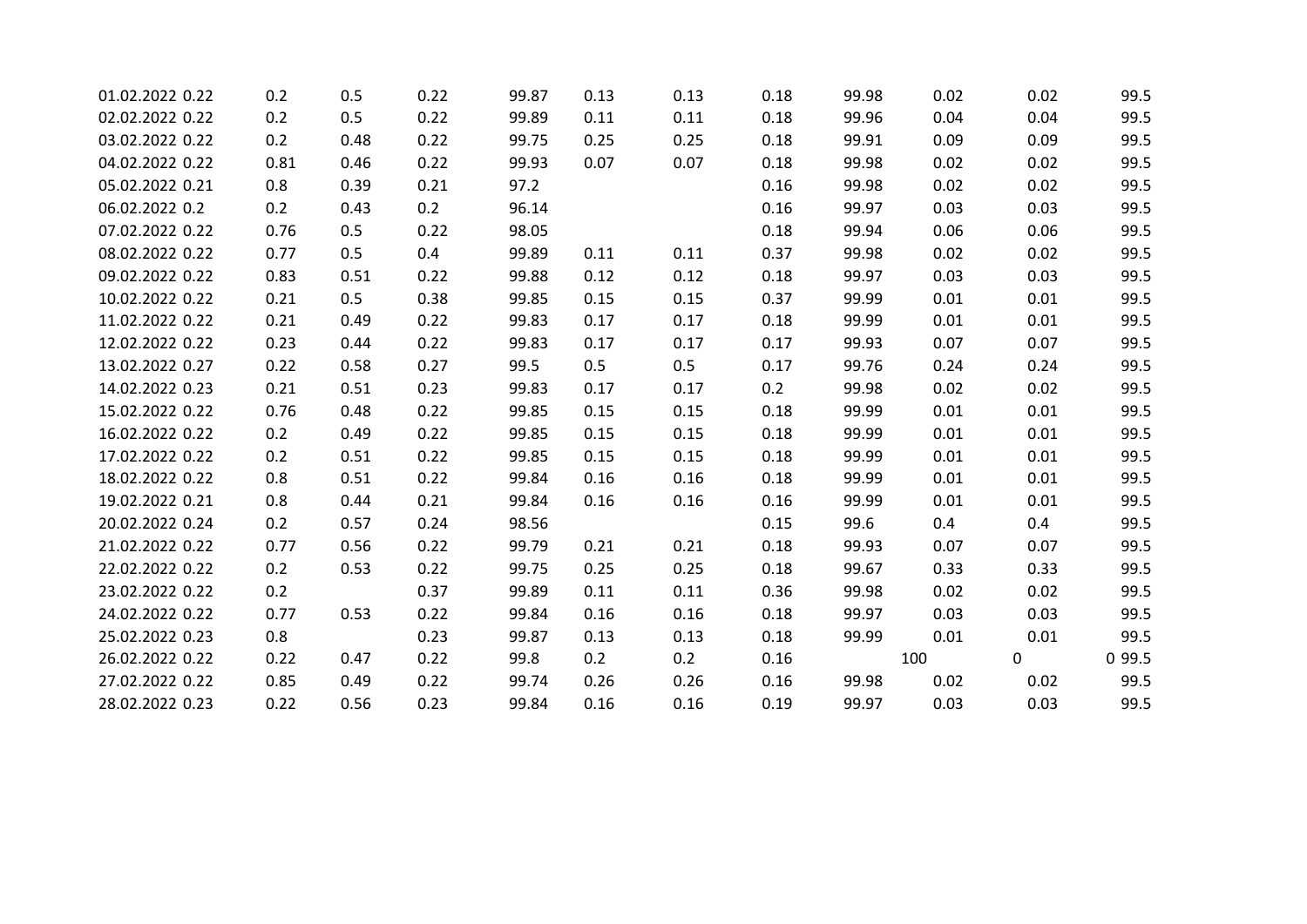| | | | | | | | | | | | | |
|---|---|---|---|---|---|---|---|---|---|---|---|---|
| 01.02.2022 | 0.22 | 0.2 | 0.5 | 0.22 | 99.87 | 0.13 | 0.13 | 0.18 | 99.98 | 0.02 | 0.02 | 99.5 |
| 02.02.2022 | 0.22 | 0.2 | 0.5 | 0.22 | 99.89 | 0.11 | 0.11 | 0.18 | 99.96 | 0.04 | 0.04 | 99.5 |
| 03.02.2022 | 0.22 | 0.2 | 0.48 | 0.22 | 99.75 | 0.25 | 0.25 | 0.18 | 99.91 | 0.09 | 0.09 | 99.5 |
| 04.02.2022 | 0.22 | 0.81 | 0.46 | 0.22 | 99.93 | 0.07 | 0.07 | 0.18 | 99.98 | 0.02 | 0.02 | 99.5 |
| 05.02.2022 | 0.21 | 0.8 | 0.39 | 0.21 | 97.2 | | | 0.16 | 99.98 | 0.02 | 0.02 | 99.5 |
| 06.02.2022 | 0.2 | 0.2 | 0.43 | 0.2 | 96.14 | | | 0.16 | 99.97 | 0.03 | 0.03 | 99.5 |
| 07.02.2022 | 0.22 | 0.76 | 0.5 | 0.22 | 98.05 | | | 0.18 | 99.94 | 0.06 | 0.06 | 99.5 |
| 08.02.2022 | 0.22 | 0.77 | 0.5 | 0.4 | 99.89 | 0.11 | 0.11 | 0.37 | 99.98 | 0.02 | 0.02 | 99.5 |
| 09.02.2022 | 0.22 | 0.83 | 0.51 | 0.22 | 99.88 | 0.12 | 0.12 | 0.18 | 99.97 | 0.03 | 0.03 | 99.5 |
| 10.02.2022 | 0.22 | 0.21 | 0.5 | 0.38 | 99.85 | 0.15 | 0.15 | 0.37 | 99.99 | 0.01 | 0.01 | 99.5 |
| 11.02.2022 | 0.22 | 0.21 | 0.49 | 0.22 | 99.83 | 0.17 | 0.17 | 0.18 | 99.99 | 0.01 | 0.01 | 99.5 |
| 12.02.2022 | 0.22 | 0.23 | 0.44 | 0.22 | 99.83 | 0.17 | 0.17 | 0.17 | 99.93 | 0.07 | 0.07 | 99.5 |
| 13.02.2022 | 0.27 | 0.22 | 0.58 | 0.27 | 99.5 | 0.5 | 0.5 | 0.17 | 99.76 | 0.24 | 0.24 | 99.5 |
| 14.02.2022 | 0.23 | 0.21 | 0.51 | 0.23 | 99.83 | 0.17 | 0.17 | 0.2 | 99.98 | 0.02 | 0.02 | 99.5 |
| 15.02.2022 | 0.22 | 0.76 | 0.48 | 0.22 | 99.85 | 0.15 | 0.15 | 0.18 | 99.99 | 0.01 | 0.01 | 99.5 |
| 16.02.2022 | 0.22 | 0.2 | 0.49 | 0.22 | 99.85 | 0.15 | 0.15 | 0.18 | 99.99 | 0.01 | 0.01 | 99.5 |
| 17.02.2022 | 0.22 | 0.2 | 0.51 | 0.22 | 99.85 | 0.15 | 0.15 | 0.18 | 99.99 | 0.01 | 0.01 | 99.5 |
| 18.02.2022 | 0.22 | 0.8 | 0.51 | 0.22 | 99.84 | 0.16 | 0.16 | 0.18 | 99.99 | 0.01 | 0.01 | 99.5 |
| 19.02.2022 | 0.21 | 0.8 | 0.44 | 0.21 | 99.84 | 0.16 | 0.16 | 0.16 | 99.99 | 0.01 | 0.01 | 99.5 |
| 20.02.2022 | 0.24 | 0.2 | 0.57 | 0.24 | 98.56 | | | 0.15 | 99.6 | 0.4 | 0.4 | 99.5 |
| 21.02.2022 | 0.22 | 0.77 | 0.56 | 0.22 | 99.79 | 0.21 | 0.21 | 0.18 | 99.93 | 0.07 | 0.07 | 99.5 |
| 22.02.2022 | 0.22 | 0.2 | 0.53 | 0.22 | 99.75 | 0.25 | 0.25 | 0.18 | 99.67 | 0.33 | 0.33 | 99.5 |
| 23.02.2022 | 0.22 | 0.2 | | 0.37 | 99.89 | 0.11 | 0.11 | 0.36 | 99.98 | 0.02 | 0.02 | 99.5 |
| 24.02.2022 | 0.22 | 0.77 | 0.53 | 0.22 | 99.84 | 0.16 | 0.16 | 0.18 | 99.97 | 0.03 | 0.03 | 99.5 |
| 25.02.2022 | 0.23 | 0.8 | | 0.23 | 99.87 | 0.13 | 0.13 | 0.18 | 99.99 | 0.01 | 0.01 | 99.5 |
| 26.02.2022 | 0.22 | 0.22 | 0.47 | 0.22 | 99.8 | 0.2 | 0.2 | 0.16 | 100 | 0 | 0 | 99.5 |
| 27.02.2022 | 0.22 | 0.85 | 0.49 | 0.22 | 99.74 | 0.26 | 0.26 | 0.16 | 99.98 | 0.02 | 0.02 | 99.5 |
| 28.02.2022 | 0.23 | 0.22 | 0.56 | 0.23 | 99.84 | 0.16 | 0.16 | 0.19 | 99.97 | 0.03 | 0.03 | 99.5 |